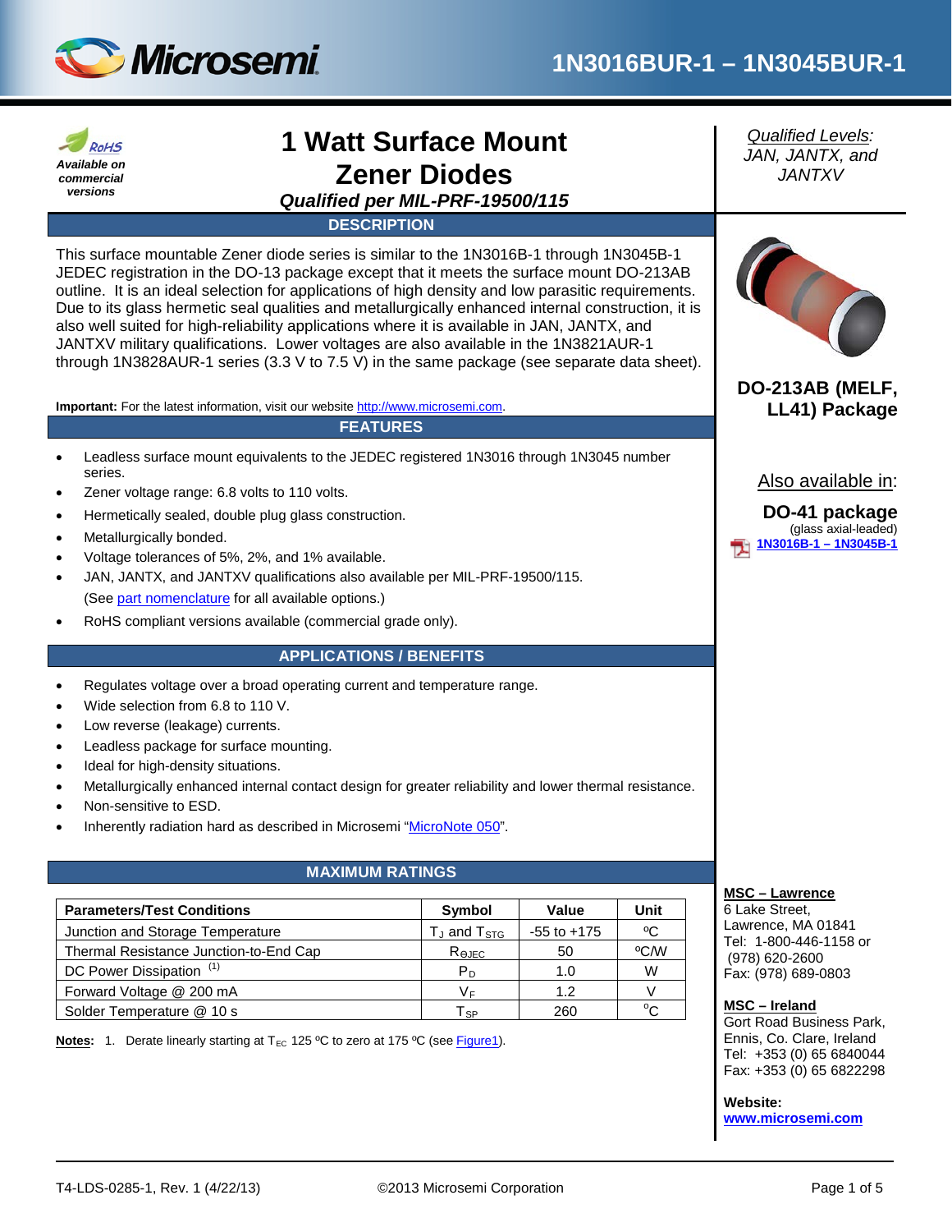# 1N3016BUR-1 – 1N3045BUR-1

RoHS
***Available on commercial versions***

# 1 Watt Surface Mount Zener Diodes

***Qualified per MIL-PRF-19500/115***

*Qualified Levels:*
*JAN, JANTX, and JANTXV*

## DESCRIPTION

This surface mountable Zener diode series is similar to the 1N3016B-1 through 1N3045B-1 JEDEC registration in the DO-13 package except that it meets the surface mount DO-213AB outline. It is an ideal selection for applications of high density and low parasitic requirements. Due to its glass hermetic seal qualities and metallurgically enhanced internal construction, it is also well suited for high-reliability applications where it is available in JAN, JANTX, and JANTXV military qualifications. Lower voltages are also available in the 1N3821AUR-1 through 1N3828AUR-1 series (3.3 V to 7.5 V) in the same package (see separate data sheet).

**Important:** For the latest information, visit our website http://www.microsemi.com.

**DO-213AB (MELF, LL41) Package**

Also available in:

**DO-41 package**
(glass axial-leaded)
**1N3016B-1 – 1N3045B-1**

## FEATURES

- Leadless surface mount equivalents to the JEDEC registered 1N3016 through 1N3045 number series.
- Zener voltage range: 6.8 volts to 110 volts.
- Hermetically sealed, double plug glass construction.
- Metallurgically bonded.
- Voltage tolerances of 5%, 2%, and 1% available.
- JAN, JANTX, and JANTXV qualifications also available per MIL-PRF-19500/115. (See part nomenclature for all available options.)
- RoHS compliant versions available (commercial grade only).

## APPLICATIONS / BENEFITS

- Regulates voltage over a broad operating current and temperature range.
- Wide selection from 6.8 to 110 V.
- Low reverse (leakage) currents.
- Leadless package for surface mounting.
- Ideal for high-density situations.
- Metallurgically enhanced internal contact design for greater reliability and lower thermal resistance.
- Non-sensitive to ESD.
- Inherently radiation hard as described in Microsemi "MicroNote 050".

## MAXIMUM RATINGS

| Parameters/Test Conditions | Symbol | Value | Unit |
|---|---|---|---|
| Junction and Storage Temperature | $T_J$ and $T_{STG}$ | -55 to +175 | ºC |
| Thermal Resistance Junction-to-End Cap | $R_{\Theta JEC}$ | 50 | ºC/W |
| DC Power Dissipation [(1)] | $P_D$ | 1.0 | W |
| Forward Voltage @ 200 mA | $V_F$ | 1.2 | V |
| Solder Temperature @ 10 s | $T_{SP}$ | 260 | ºC |

**Notes:** 1. Derate linearly starting at $T_{EC}$ 125 ºC to zero at 175 ºC (see Figure1).

**MSC – Lawrence**
6 Lake Street,
Lawrence, MA 01841
Tel: 1-800-446-1158 or (978) 620-2600
Fax: (978) 689-0803

**MSC – Ireland**
Gort Road Business Park,
Ennis, Co. Clare, Ireland
Tel: +353 (0) 65 6840044
Fax: +353 (0) 65 6822298

**Website:**
**www.microsemi.com**

T4-LDS-0285-1, Rev. 1 (4/22/13) ©2013 Microsemi Corporation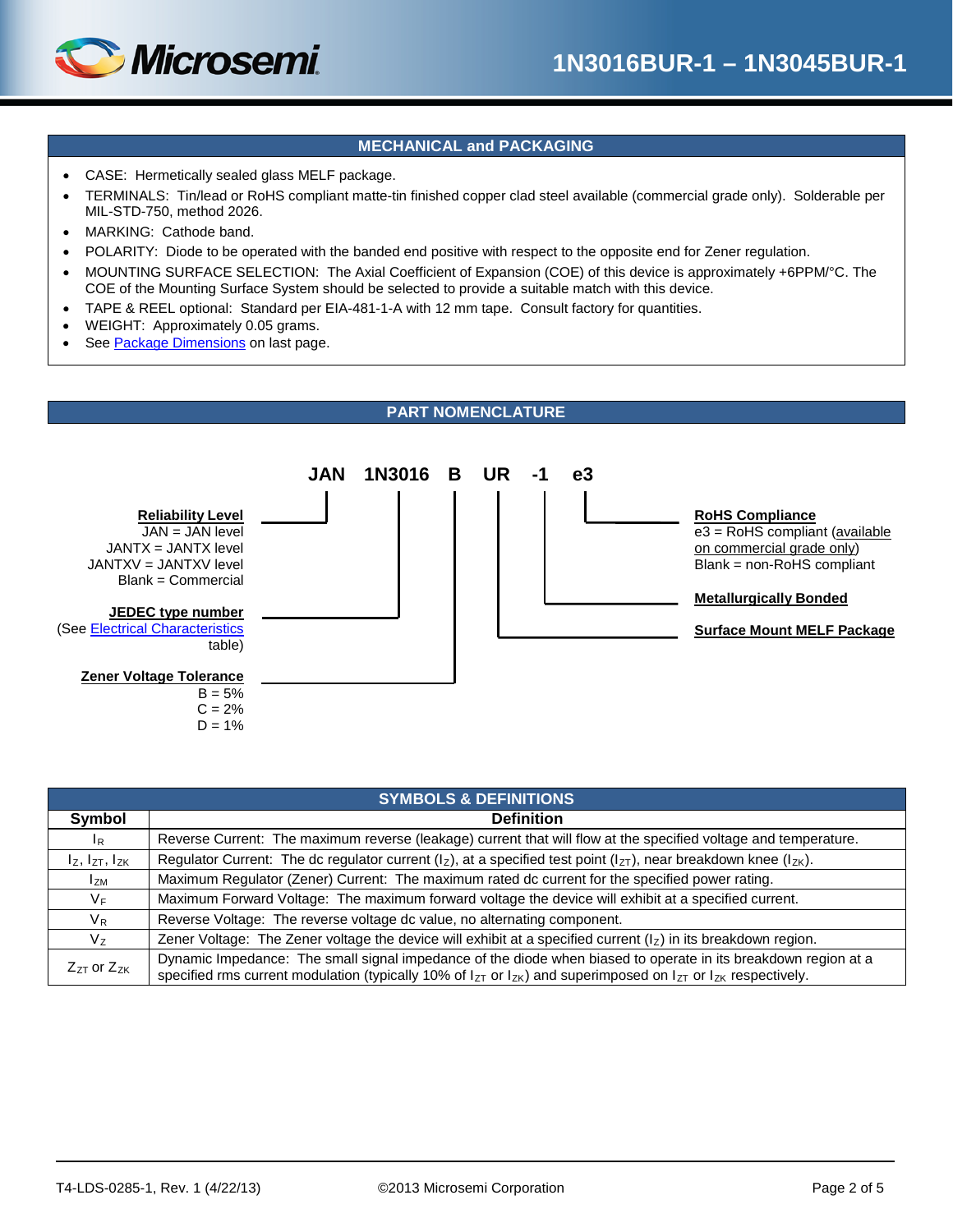## MECHANICAL and PACKAGING

- CASE: Hermetically sealed glass MELF package.
- TERMINALS: Tin/lead or RoHS compliant matte-tin finished copper clad steel available (commercial grade only). Solderable per MIL-STD-750, method 2026.
- MARKING: Cathode band.
- POLARITY: Diode to be operated with the banded end positive with respect to the opposite end for Zener regulation.
- MOUNTING SURFACE SELECTION: The Axial Coefficient of Expansion (COE) of this device is approximately +6PPM/°C. The COE of the Mounting Surface System should be selected to provide a suitable match with this device.
- TAPE & REEL optional: Standard per EIA-481-1-A with 12 mm tape. Consult factory for quantities.
- WEIGHT: Approximately 0.05 grams.
- See Package Dimensions on last page.

## PART NOMENCLATURE

**JAN 1N3016 B UR -1 e3**

**Reliability Level** (JAN)
JAN = JAN level
JANTX = JANTX level
JANTXV = JANTXV level
Blank = Commercial

**JEDEC type number** (1N3016)
(See Electrical Characteristics table)

**Zener Voltage Tolerance** (B)
B = 5%
C = 2%
D = 1%

**Surface Mount MELF Package** (UR)

**Metallurgically Bonded** (-1)

**RoHS Compliance** (e3)
e3 = RoHS compliant (available on commercial grade only)
Blank = non-RoHS compliant

## SYMBOLS & DEFINITIONS

| Symbol | Definition |
|---|---|
| $I_R$ | Reverse Current: The maximum reverse (leakage) current that will flow at the specified voltage and temperature. |
| $I_Z$, $I_{ZT}$, $I_{ZK}$ | Regulator Current: The dc regulator current ($I_Z$), at a specified test point ($I_{ZT}$), near breakdown knee ($I_{ZK}$). |
| $I_{ZM}$ | Maximum Regulator (Zener) Current: The maximum rated dc current for the specified power rating. |
| $V_F$ | Maximum Forward Voltage: The maximum forward voltage the device will exhibit at a specified current. |
| $V_R$ | Reverse Voltage: The reverse voltage dc value, no alternating component. |
| $V_Z$ | Zener Voltage: The Zener voltage the device will exhibit at a specified current ($I_Z$) in its breakdown region. |
| $Z_{ZT}$ or $Z_{ZK}$ | Dynamic Impedance: The small signal impedance of the diode when biased to operate in its breakdown region at a specified rms current modulation (typically 10% of $I_{ZT}$ or $I_{ZK}$) and superimposed on $I_{ZT}$ or $I_{ZK}$ respectively. |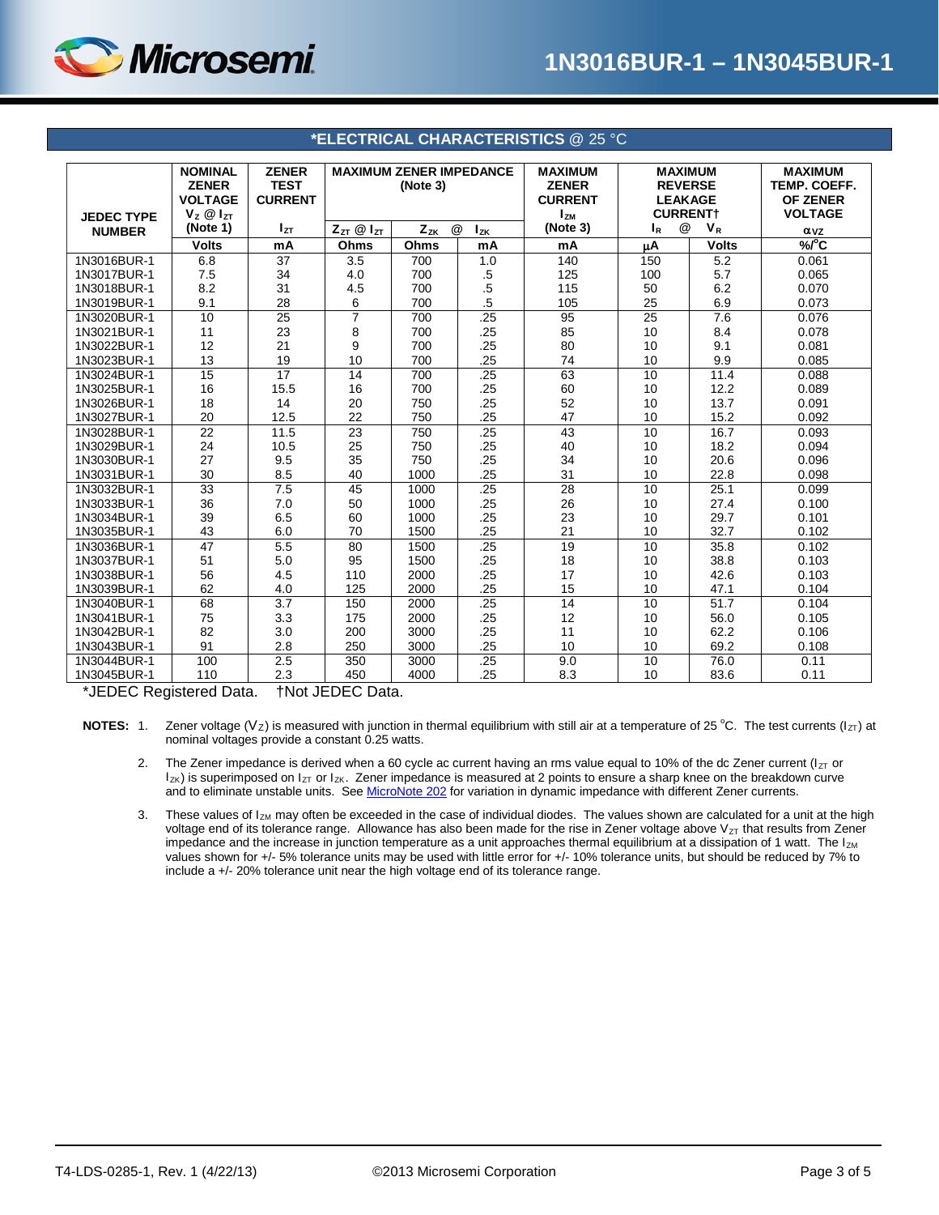## *ELECTRICAL CHARACTERISTICS @ 25 °C

| JEDEC TYPE NUMBER | NOMINAL ZENER VOLTAGE $V_Z$ @ $I_{ZT}$ (Note 1) | ZENER TEST CURRENT $I_{ZT}$ | MAXIMUM ZENER IMPEDANCE (Note 3) | | | MAXIMUM ZENER CURRENT $I_{ZM}$ (Note 3) | MAXIMUM REVERSE LEAKAGE CURRENT† | | MAXIMUM TEMP. COEFF. OF ZENER VOLTAGE |
|---|---|---|---|---|---|---|---|---|---|
| | | | $Z_{ZT}$ @ $I_{ZT}$ | $Z_{ZK}$ @ | $I_{ZK}$ | | $I_R$ @ | $V_R$ | $\alpha_{VZ}$ |
| | Volts | mA | Ohms | Ohms | mA | mA | µA | Volts | %/°C |
| 1N3016BUR-1 | 6.8 | 37 | 3.5 | 700 | 1.0 | 140 | 150 | 5.2 | 0.061 |
| 1N3017BUR-1 | 7.5 | 34 | 4.0 | 700 | .5 | 125 | 100 | 5.7 | 0.065 |
| 1N3018BUR-1 | 8.2 | 31 | 4.5 | 700 | .5 | 115 | 50 | 6.2 | 0.070 |
| 1N3019BUR-1 | 9.1 | 28 | 6 | 700 | .5 | 105 | 25 | 6.9 | 0.073 |
| 1N3020BUR-1 | 10 | 25 | 7 | 700 | .25 | 95 | 25 | 7.6 | 0.076 |
| 1N3021BUR-1 | 11 | 23 | 8 | 700 | .25 | 85 | 10 | 8.4 | 0.078 |
| 1N3022BUR-1 | 12 | 21 | 9 | 700 | .25 | 80 | 10 | 9.1 | 0.081 |
| 1N3023BUR-1 | 13 | 19 | 10 | 700 | .25 | 74 | 10 | 9.9 | 0.085 |
| 1N3024BUR-1 | 15 | 17 | 14 | 700 | .25 | 63 | 10 | 11.4 | 0.088 |
| 1N3025BUR-1 | 16 | 15.5 | 16 | 700 | .25 | 60 | 10 | 12.2 | 0.089 |
| 1N3026BUR-1 | 18 | 14 | 20 | 750 | .25 | 52 | 10 | 13.7 | 0.091 |
| 1N3027BUR-1 | 20 | 12.5 | 22 | 750 | .25 | 47 | 10 | 15.2 | 0.092 |
| 1N3028BUR-1 | 22 | 11.5 | 23 | 750 | .25 | 43 | 10 | 16.7 | 0.093 |
| 1N3029BUR-1 | 24 | 10.5 | 25 | 750 | .25 | 40 | 10 | 18.2 | 0.094 |
| 1N3030BUR-1 | 27 | 9.5 | 35 | 750 | .25 | 34 | 10 | 20.6 | 0.096 |
| 1N3031BUR-1 | 30 | 8.5 | 40 | 1000 | .25 | 31 | 10 | 22.8 | 0.098 |
| 1N3032BUR-1 | 33 | 7.5 | 45 | 1000 | .25 | 28 | 10 | 25.1 | 0.099 |
| 1N3033BUR-1 | 36 | 7.0 | 50 | 1000 | .25 | 26 | 10 | 27.4 | 0.100 |
| 1N3034BUR-1 | 39 | 6.5 | 60 | 1000 | .25 | 23 | 10 | 29.7 | 0.101 |
| 1N3035BUR-1 | 43 | 6.0 | 70 | 1500 | .25 | 21 | 10 | 32.7 | 0.102 |
| 1N3036BUR-1 | 47 | 5.5 | 80 | 1500 | .25 | 19 | 10 | 35.8 | 0.102 |
| 1N3037BUR-1 | 51 | 5.0 | 95 | 1500 | .25 | 18 | 10 | 38.8 | 0.103 |
| 1N3038BUR-1 | 56 | 4.5 | 110 | 2000 | .25 | 17 | 10 | 42.6 | 0.103 |
| 1N3039BUR-1 | 62 | 4.0 | 125 | 2000 | .25 | 15 | 10 | 47.1 | 0.104 |
| 1N3040BUR-1 | 68 | 3.7 | 150 | 2000 | .25 | 14 | 10 | 51.7 | 0.104 |
| 1N3041BUR-1 | 75 | 3.3 | 175 | 2000 | .25 | 12 | 10 | 56.0 | 0.105 |
| 1N3042BUR-1 | 82 | 3.0 | 200 | 3000 | .25 | 11 | 10 | 62.2 | 0.106 |
| 1N3043BUR-1 | 91 | 2.8 | 250 | 3000 | .25 | 10 | 10 | 69.2 | 0.108 |
| 1N3044BUR-1 | 100 | 2.5 | 350 | 3000 | .25 | 9.0 | 10 | 76.0 | 0.11 |
| 1N3045BUR-1 | 110 | 2.3 | 450 | 4000 | .25 | 8.3 | 10 | 83.6 | 0.11 |

*JEDEC Registered Data. †Not JEDEC Data.

**NOTES:**

1. Zener voltage ($V_Z$) is measured with junction in thermal equilibrium with still air at a temperature of 25 °C. The test currents ($I_{ZT}$) at nominal voltages provide a constant 0.25 watts.

2. The Zener impedance is derived when a 60 cycle ac current having an rms value equal to 10% of the dc Zener current ($I_{ZT}$ or $I_{ZK}$) is superimposed on $I_{ZT}$ or $I_{ZK}$. Zener impedance is measured at 2 points to ensure a sharp knee on the breakdown curve and to eliminate unstable units. See MicroNote 202 for variation in dynamic impedance with different Zener currents.

3. These values of $I_{ZM}$ may often be exceeded in the case of individual diodes. The values shown are calculated for a unit at the high voltage end of its tolerance range. Allowance has also been made for the rise in Zener voltage above $V_{ZT}$ that results from Zener impedance and the increase in junction temperature as a unit approaches thermal equilibrium at a dissipation of 1 watt. The $I_{ZM}$ values shown for +/- 5% tolerance units may be used with little error for +/- 10% tolerance units, but should be reduced by 7% to include a +/- 20% tolerance unit near the high voltage end of its tolerance range.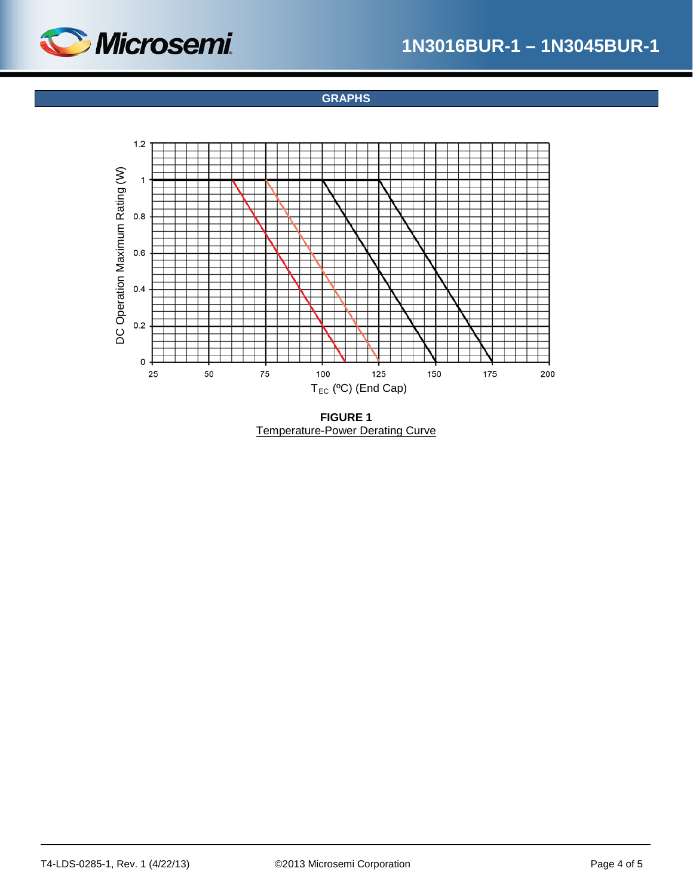## GRAPHS

FIGURE 1
Temperature-Power Derating Curve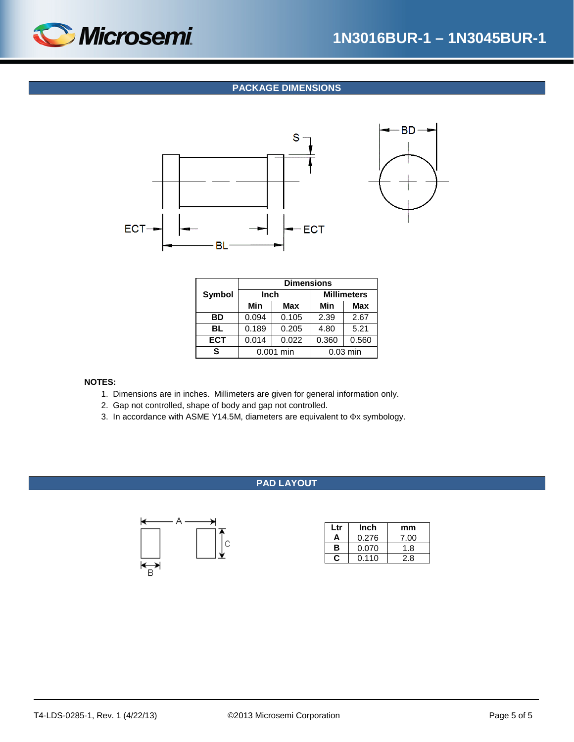## PACKAGE DIMENSIONS

| Symbol | Dimensions | | | |
|---|---|---|---|---|
| | Inch | | Millimeters | |
| | Min | Max | Min | Max |
| BD | 0.094 | 0.105 | 2.39 | 2.67 |
| BL | 0.189 | 0.205 | 4.80 | 5.21 |
| ECT | 0.014 | 0.022 | 0.360 | 0.560 |
| S | 0.001 min | | 0.03 min | |

**NOTES:**

1. Dimensions are in inches. Millimeters are given for general information only.
2. Gap not controlled, shape of body and gap not controlled.
3. In accordance with ASME Y14.5M, diameters are equivalent to Φx symbology.

## PAD LAYOUT

| Ltr | Inch | mm |
|---|---|---|
| A | 0.276 | 7.00 |
| B | 0.070 | 1.8 |
| C | 0.110 | 2.8 |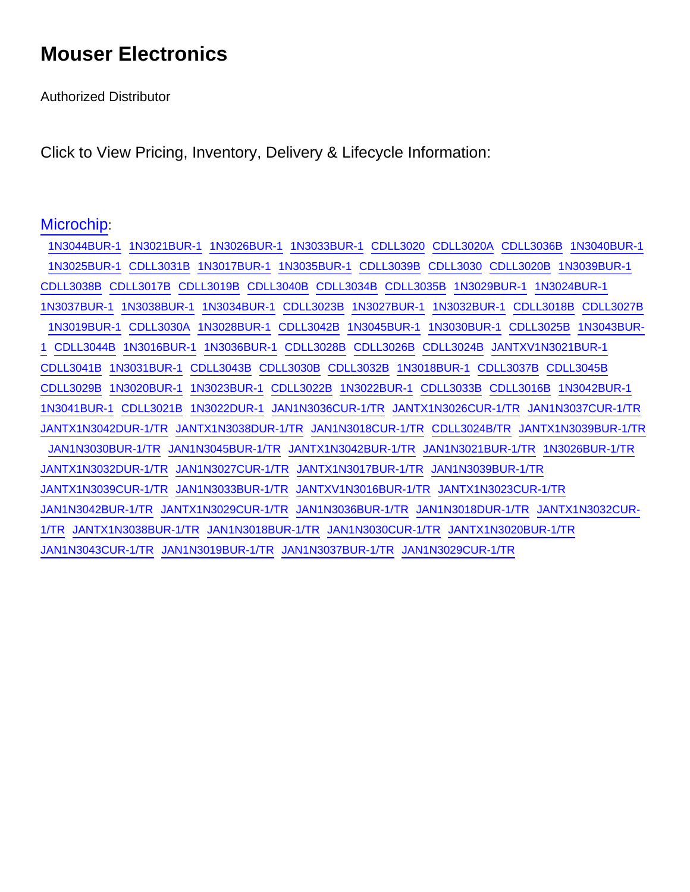# Mouser Electronics

Authorized Distributor

Click to View Pricing, Inventory, Delivery & Lifecycle Information:

Microchip:

1N3044BUR-1 1N3021BUR-1 1N3026BUR-1 1N3033BUR-1 CDLL3020 CDLL3020A CDLL3036B 1N3040BUR-1 1N3025BUR-1 CDLL3031B 1N3017BUR-1 1N3035BUR-1 CDLL3039B CDLL3030 CDLL3020B 1N3039BUR-1 CDLL3038B CDLL3017B CDLL3019B CDLL3040B CDLL3034B CDLL3035B 1N3029BUR-1 1N3024BUR-1 1N3037BUR-1 1N3038BUR-1 1N3034BUR-1 CDLL3023B 1N3027BUR-1 1N3032BUR-1 CDLL3018B CDLL3027B 1N3019BUR-1 CDLL3030A 1N3028BUR-1 CDLL3042B 1N3045BUR-1 1N3030BUR-1 CDLL3025B 1N3043BUR-1 CDLL3044B 1N3016BUR-1 1N3036BUR-1 CDLL3028B CDLL3026B CDLL3024B JANTXV1N3021BUR-1 CDLL3041B 1N3031BUR-1 CDLL3043B CDLL3030B CDLL3032B 1N3018BUR-1 CDLL3037B CDLL3045B CDLL3029B 1N3020BUR-1 1N3023BUR-1 CDLL3022B 1N3022BUR-1 CDLL3033B CDLL3016B 1N3042BUR-1 1N3041BUR-1 CDLL3021B 1N3022DUR-1 JAN1N3036CUR-1/TR JANTX1N3026CUR-1/TR JAN1N3037CUR-1/TR JANTX1N3042DUR-1/TR JANTX1N3038DUR-1/TR JAN1N3018CUR-1/TR CDLL3024B/TR JANTX1N3039BUR-1/TR JAN1N3030BUR-1/TR JAN1N3045BUR-1/TR JANTX1N3042BUR-1/TR JAN1N3021BUR-1/TR 1N3026BUR-1/TR JANTX1N3032DUR-1/TR JAN1N3027CUR-1/TR JANTX1N3017BUR-1/TR JAN1N3039BUR-1/TR JANTX1N3039CUR-1/TR JAN1N3033BUR-1/TR JANTXV1N3016BUR-1/TR JANTX1N3023CUR-1/TR JAN1N3042BUR-1/TR JANTX1N3029CUR-1/TR JAN1N3036BUR-1/TR JAN1N3018DUR-1/TR JANTX1N3032CUR-1/TR JANTX1N3038BUR-1/TR JAN1N3018BUR-1/TR JAN1N3030CUR-1/TR JANTX1N3020BUR-1/TR JAN1N3043CUR-1/TR JAN1N3019BUR-1/TR JAN1N3037BUR-1/TR JAN1N3029CUR-1/TR